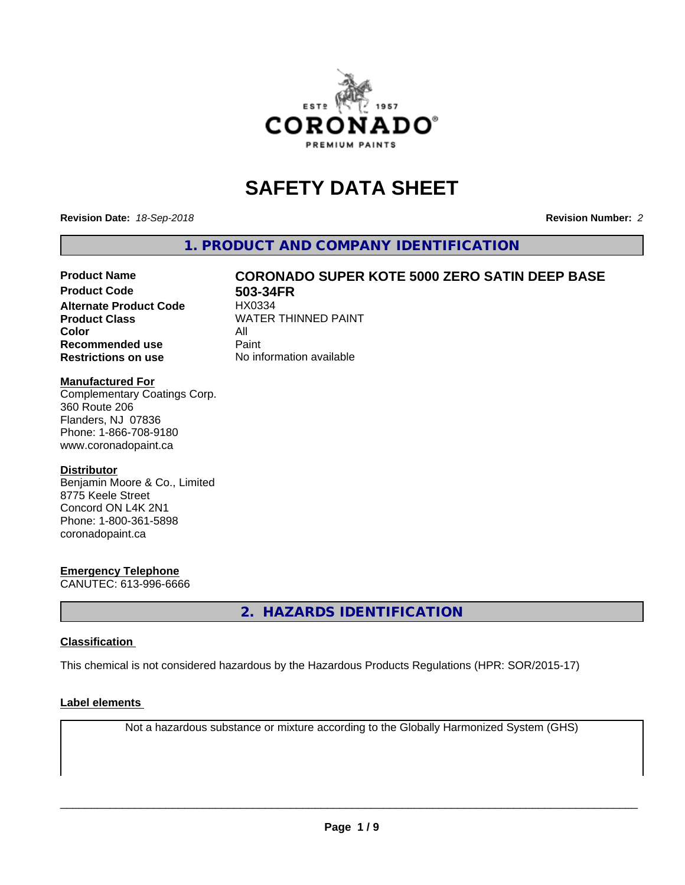# SAFETY DATA SHEET

**Revision Date:** *18-Sep-2018* **Revision Number:** *2*

## 1. PRODUCT AND COMPANY IDENTIFICATION

| | |
|---|---|
| **Product Name** | **CORONADO SUPER KOTE 5000 ZERO SATIN DEEP BASE** |
| **Product Code** | **503-34FR** |
| **Alternate Product Code** | HX0334 |
| **Product Class** | WATER THINNED PAINT |
| **Color** | All |
| **Recommended use** | Paint |
| **Restrictions on use** | No information available |

**Manufactured For**
Complementary Coatings Corp.
360 Route 206
Flanders, NJ 07836
Phone: 1-866-708-9180
www.coronadopaint.ca

**Distributor**
Benjamin Moore & Co., Limited
8775 Keele Street
Concord ON L4K 2N1
Phone: 1-800-361-5898
coronadopaint.ca

**Emergency Telephone**
CANUTEC: 613-996-6666

## 2. HAZARDS IDENTIFICATION

**Classification**

This chemical is not considered hazardous by the Hazardous Products Regulations (HPR: SOR/2015-17)

**Label elements**

Not a hazardous substance or mixture according to the Globally Harmonized System (GHS)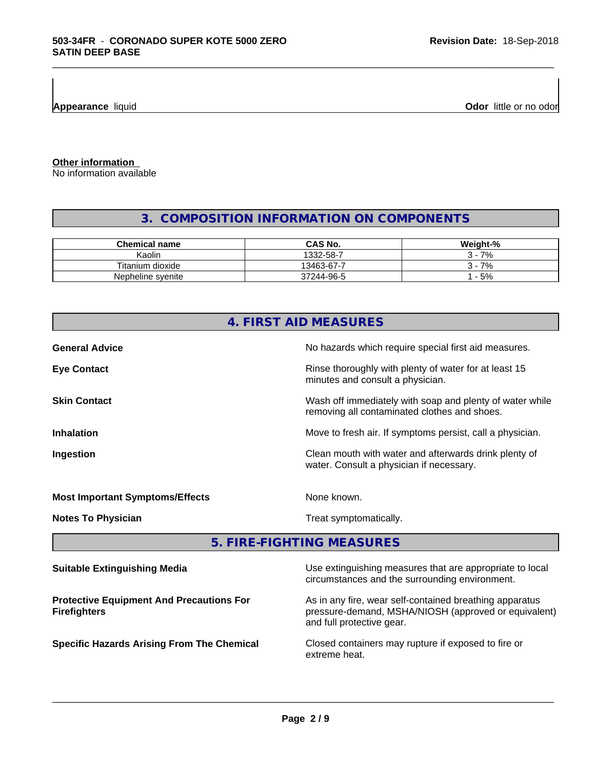**Appearance** liquid **Odor** little or no odor

**Other information**
No information available

## 3. COMPOSITION INFORMATION ON COMPONENTS

| Chemical name | CAS No. | Weight-% |
| --- | --- | --- |
| Kaolin | 1332-58-7 | 3 - 7% |
| Titanium dioxide | 13463-67-7 | 3 - 7% |
| Nepheline syenite | 37244-96-5 | 1 - 5% |

## 4. FIRST AID MEASURES

**General Advice**
No hazards which require special first aid measures.

**Eye Contact**
Rinse thoroughly with plenty of water for at least 15 minutes and consult a physician.

**Skin Contact**
Wash off immediately with soap and plenty of water while removing all contaminated clothes and shoes.

**Inhalation**
Move to fresh air. If symptoms persist, call a physician.

**Ingestion**
Clean mouth with water and afterwards drink plenty of water. Consult a physician if necessary.

**Most Important Symptoms/Effects**
None known.

**Notes To Physician**
Treat symptomatically.

## 5. FIRE-FIGHTING MEASURES

**Suitable Extinguishing Media**
Use extinguishing measures that are appropriate to local circumstances and the surrounding environment.

**Protective Equipment And Precautions For Firefighters**
As in any fire, wear self-contained breathing apparatus pressure-demand, MSHA/NIOSH (approved or equivalent) and full protective gear.

**Specific Hazards Arising From The Chemical**
Closed containers may rupture if exposed to fire or extreme heat.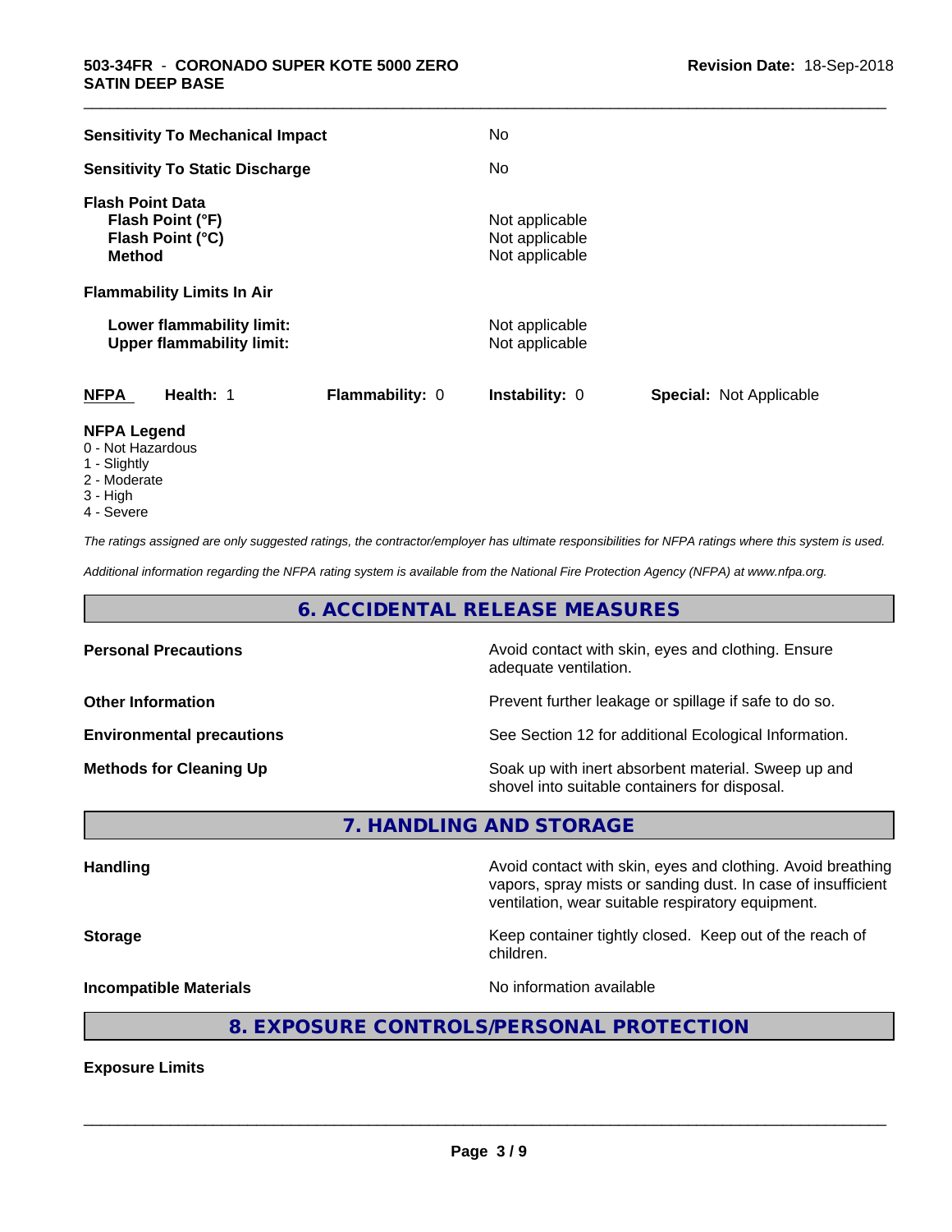| | |
|---|---|
| **Sensitivity To Mechanical Impact** | No |
| **Sensitivity To Static Discharge** | No |

**Flash Point Data**

| | |
|---|---|
| **Flash Point (°F)** | Not applicable |
| **Flash Point (°C)** | Not applicable |
| **Method** | Not applicable |

**Flammability Limits In Air**

| | |
|---|---|
| **Lower flammability limit:** | Not applicable |
| **Upper flammability limit:** | Not applicable |

| | | | | |
|---|---|---|---|---|
| **NFPA** | **Health:** 1 | **Flammability:** 0 | **Instability:** 0 | **Special:** Not Applicable |

**NFPA Legend**
- 0 - Not Hazardous
- 1 - Slightly
- 2 - Moderate
- 3 - High
- 4 - Severe

*The ratings assigned are only suggested ratings, the contractor/employer has ultimate responsibilities for NFPA ratings where this system is used.*

*Additional information regarding the NFPA rating system is available from the National Fire Protection Agency (NFPA) at www.nfpa.org.*

## 6. ACCIDENTAL RELEASE MEASURES

| | |
|---|---|
| **Personal Precautions** | Avoid contact with skin, eyes and clothing. Ensure adequate ventilation. |
| **Other Information** | Prevent further leakage or spillage if safe to do so. |
| **Environmental precautions** | See Section 12 for additional Ecological Information. |
| **Methods for Cleaning Up** | Soak up with inert absorbent material. Sweep up and shovel into suitable containers for disposal. |

## 7. HANDLING AND STORAGE

| | |
|---|---|
| **Handling** | Avoid contact with skin, eyes and clothing. Avoid breathing vapors, spray mists or sanding dust. In case of insufficient ventilation, wear suitable respiratory equipment. |
| **Storage** | Keep container tightly closed. Keep out of the reach of children. |
| **Incompatible Materials** | No information available |

## 8. EXPOSURE CONTROLS/PERSONAL PROTECTION

**Exposure Limits**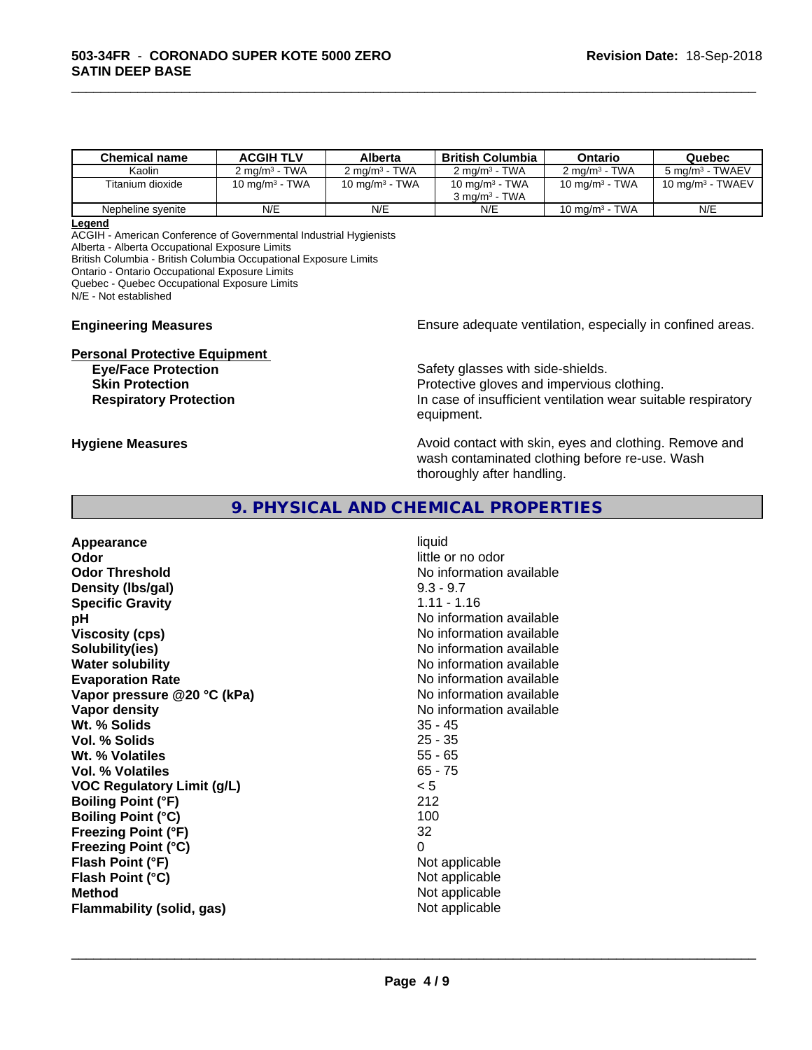| Chemical name | ACGIH TLV | Alberta | British Columbia | Ontario | Quebec |
| --- | --- | --- | --- | --- | --- |
| Kaolin | 2 mg/m³ - TWA | 2 mg/m³ - TWA | 2 mg/m³ - TWA | 2 mg/m³ - TWA | 5 mg/m³ - TWAEV |
| Titanium dioxide | 10 mg/m³ - TWA | 10 mg/m³ - TWA | 10 mg/m³ - TWA<br>3 mg/m³ - TWA | 10 mg/m³ - TWA | 10 mg/m³ - TWAEV |
| Nepheline syenite | N/E | N/E | N/E | 10 mg/m³ - TWA | N/E |

**Legend**
ACGIH - American Conference of Governmental Industrial Hygienists
Alberta - Alberta Occupational Exposure Limits
British Columbia - British Columbia Occupational Exposure Limits
Ontario - Ontario Occupational Exposure Limits
Quebec - Quebec Occupational Exposure Limits
N/E - Not established

**Engineering Measures** Ensure adequate ventilation, especially in confined areas.

**Personal Protective Equipment**

**Eye/Face Protection** Safety glasses with side-shields.

**Skin Protection** Protective gloves and impervious clothing.

**Respiratory Protection** In case of insufficient ventilation wear suitable respiratory equipment.

**Hygiene Measures** Avoid contact with skin, eyes and clothing. Remove and wash contaminated clothing before re-use. Wash thoroughly after handling.

## 9. PHYSICAL AND CHEMICAL PROPERTIES

| | |
| --- | --- |
| **Appearance** | liquid |
| **Odor** | little or no odor |
| **Odor Threshold** | No information available |
| **Density (lbs/gal)** | 9.3 - 9.7 |
| **Specific Gravity** | 1.11 - 1.16 |
| **pH** | No information available |
| **Viscosity (cps)** | No information available |
| **Solubility(ies)** | No information available |
| **Water solubility** | No information available |
| **Evaporation Rate** | No information available |
| **Vapor pressure @20 °C (kPa)** | No information available |
| **Vapor density** | No information available |
| **Wt. % Solids** | 35 - 45 |
| **Vol. % Solids** | 25 - 35 |
| **Wt. % Volatiles** | 55 - 65 |
| **Vol. % Volatiles** | 65 - 75 |
| **VOC Regulatory Limit (g/L)** | < 5 |
| **Boiling Point (°F)** | 212 |
| **Boiling Point (°C)** | 100 |
| **Freezing Point (°F)** | 32 |
| **Freezing Point (°C)** | 0 |
| **Flash Point (°F)** | Not applicable |
| **Flash Point (°C)** | Not applicable |
| **Method** | Not applicable |
| **Flammability (solid, gas)** | Not applicable |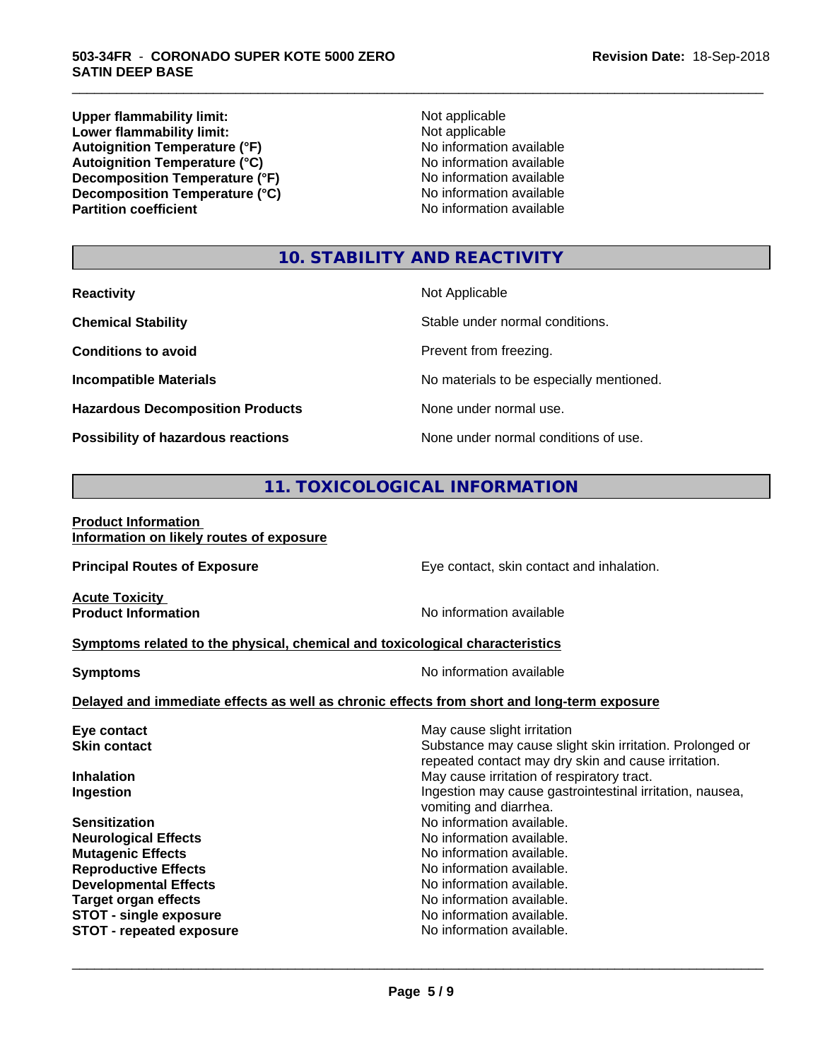| | |
|---|---|
| **Upper flammability limit:** | Not applicable |
| **Lower flammability limit:** | Not applicable |
| **Autoignition Temperature (°F)** | No information available |
| **Autoignition Temperature (°C)** | No information available |
| **Decomposition Temperature (°F)** | No information available |
| **Decomposition Temperature (°C)** | No information available |
| **Partition coefficient** | No information available |

## 10. STABILITY AND REACTIVITY

| | |
|---|---|
| **Reactivity** | Not Applicable |
| **Chemical Stability** | Stable under normal conditions. |
| **Conditions to avoid** | Prevent from freezing. |
| **Incompatible Materials** | No materials to be especially mentioned. |
| **Hazardous Decomposition Products** | None under normal use. |
| **Possibility of hazardous reactions** | None under normal conditions of use. |

## 11. TOXICOLOGICAL INFORMATION

**Product Information**
**Information on likely routes of exposure**

**Principal Routes of Exposure** — Eye contact, skin contact and inhalation.

**Acute Toxicity**
**Product Information** — No information available

**Symptoms related to the physical, chemical and toxicological characteristics**

**Symptoms** — No information available

**Delayed and immediate effects as well as chronic effects from short and long-term exposure**

| | |
|---|---|
| **Eye contact** | May cause slight irritation |
| **Skin contact** | Substance may cause slight skin irritation. Prolonged or repeated contact may dry skin and cause irritation. |
| **Inhalation** | May cause irritation of respiratory tract. |
| **Ingestion** | Ingestion may cause gastrointestinal irritation, nausea, vomiting and diarrhea. |
| **Sensitization** | No information available. |
| **Neurological Effects** | No information available. |
| **Mutagenic Effects** | No information available. |
| **Reproductive Effects** | No information available. |
| **Developmental Effects** | No information available. |
| **Target organ effects** | No information available. |
| **STOT - single exposure** | No information available. |
| **STOT - repeated exposure** | No information available. |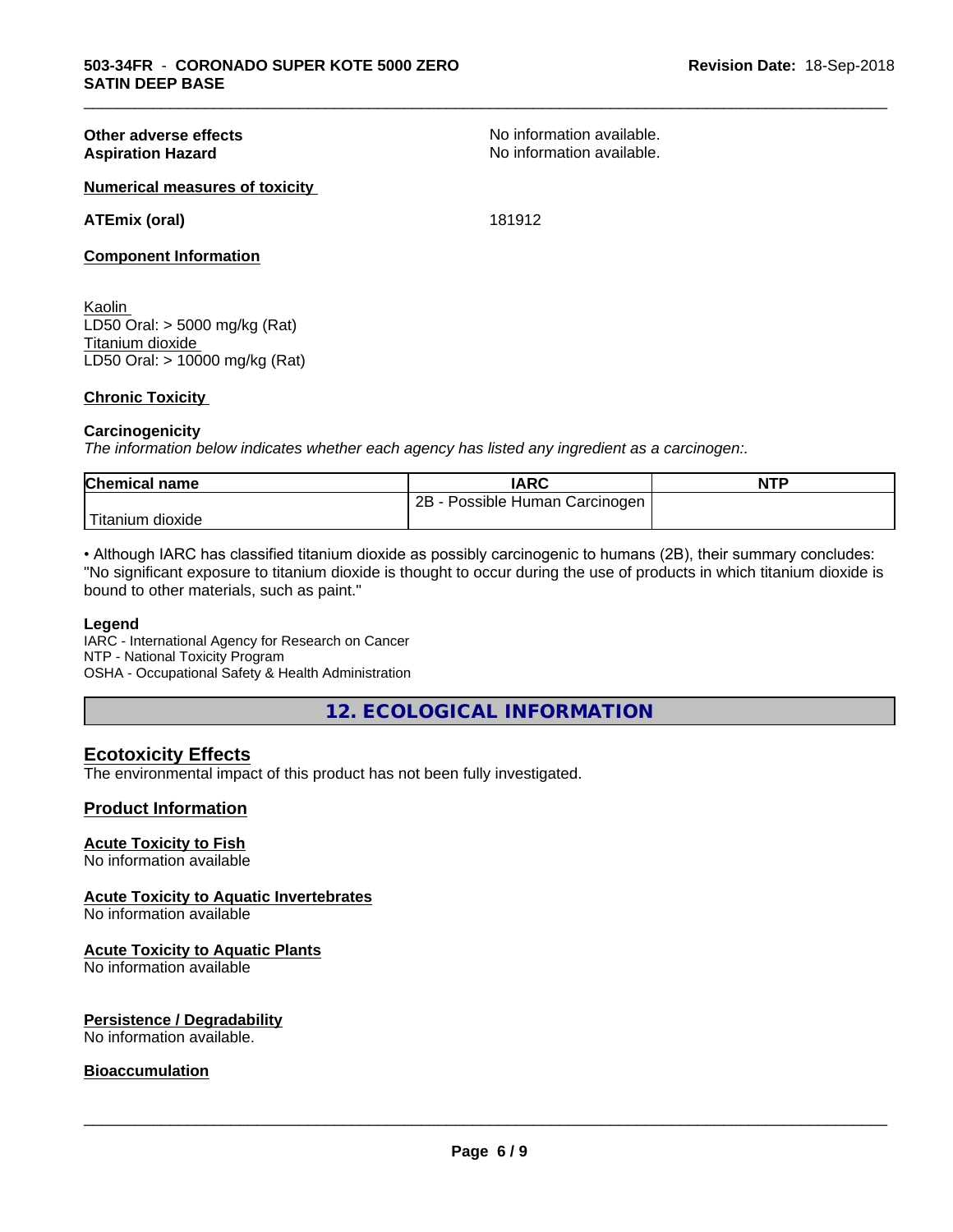**Other adverse effects** No information available.
**Aspiration Hazard** No information available.

**Numerical measures of toxicity**

**ATEmix (oral)** 181912

**Component Information**

Kaolin
LD50 Oral: > 5000 mg/kg (Rat)
Titanium dioxide
LD50 Oral: > 10000 mg/kg (Rat)

**Chronic Toxicity**

**Carcinogenicity**
*The information below indicates whether each agency has listed any ingredient as a carcinogen:.*

| Chemical name | IARC | NTP |
|---|---|---|
| Titanium dioxide | 2B - Possible Human Carcinogen | |

• Although IARC has classified titanium dioxide as possibly carcinogenic to humans (2B), their summary concludes: "No significant exposure to titanium dioxide is thought to occur during the use of products in which titanium dioxide is bound to other materials, such as paint."

**Legend**
IARC - International Agency for Research on Cancer
NTP - National Toxicity Program
OSHA - Occupational Safety & Health Administration

## 12. ECOLOGICAL INFORMATION

### Ecotoxicity Effects
The environmental impact of this product has not been fully investigated.

### Product Information

**Acute Toxicity to Fish**
No information available

**Acute Toxicity to Aquatic Invertebrates**
No information available

**Acute Toxicity to Aquatic Plants**
No information available

**Persistence / Degradability**
No information available.

**Bioaccumulation**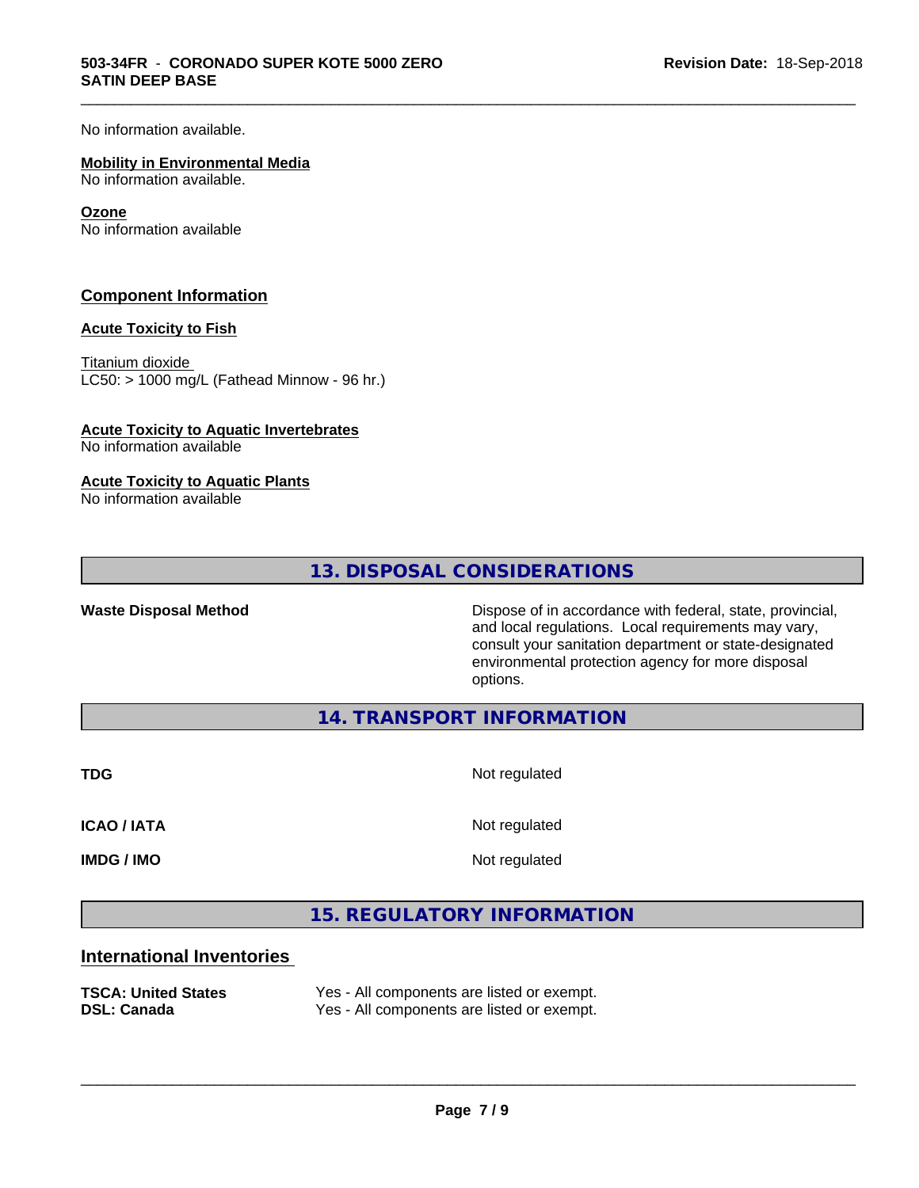No information available.

**Mobility in Environmental Media**
No information available.

**Ozone**
No information available

## Component Information

**Acute Toxicity to Fish**

Titanium dioxide
LC50: > 1000 mg/L (Fathead Minnow - 96 hr.)

**Acute Toxicity to Aquatic Invertebrates**
No information available

**Acute Toxicity to Aquatic Plants**
No information available

## 13. DISPOSAL CONSIDERATIONS

| | |
|---|---|
| **Waste Disposal Method** | Dispose of in accordance with federal, state, provincial, and local regulations. Local requirements may vary, consult your sanitation department or state-designated environmental protection agency for more disposal options. |

## 14. TRANSPORT INFORMATION

| | |
|---|---|
| **TDG** | Not regulated |
| **ICAO / IATA** | Not regulated |
| **IMDG / IMO** | Not regulated |

## 15. REGULATORY INFORMATION

## International Inventories

| | |
|---|---|
| **TSCA: United States** | Yes - All components are listed or exempt. |
| **DSL: Canada** | Yes - All components are listed or exempt. |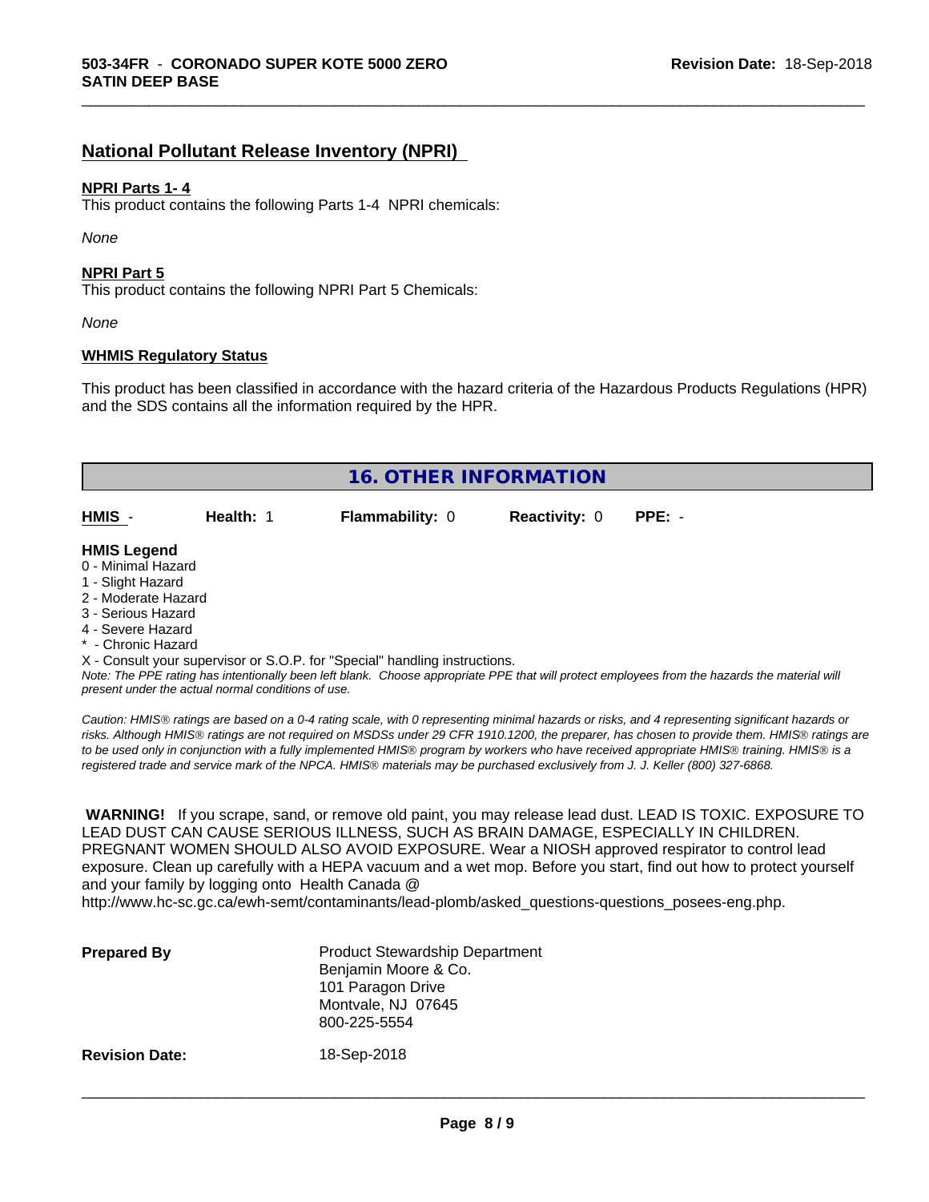## National Pollutant Release Inventory (NPRI)

**NPRI Parts 1- 4**

This product contains the following Parts 1-4 NPRI chemicals:

*None*

**NPRI Part 5**

This product contains the following NPRI Part 5 Chemicals:

*None*

**WHMIS Regulatory Status**

This product has been classified in accordance with the hazard criteria of the Hazardous Products Regulations (HPR) and the SDS contains all the information required by the HPR.

## 16. OTHER INFORMATION

| HMIS - | Health: 1 | Flammability: 0 | Reactivity: 0 | PPE: - |
|---|---|---|---|---|

**HMIS Legend**

0 - Minimal Hazard
1 - Slight Hazard
2 - Moderate Hazard
3 - Serious Hazard
4 - Severe Hazard
* - Chronic Hazard
X - Consult your supervisor or S.O.P. for "Special" handling instructions.

*Note: The PPE rating has intentionally been left blank. Choose appropriate PPE that will protect employees from the hazards the material will present under the actual normal conditions of use.*

*Caution: HMIS® ratings are based on a 0-4 rating scale, with 0 representing minimal hazards or risks, and 4 representing significant hazards or risks. Although HMIS® ratings are not required on MSDSs under 29 CFR 1910.1200, the preparer, has chosen to provide them. HMIS® ratings are to be used only in conjunction with a fully implemented HMIS® program by workers who have received appropriate HMIS® training. HMIS® is a registered trade and service mark of the NPCA. HMIS® materials may be purchased exclusively from J. J. Keller (800) 327-6868.*

**WARNING!** If you scrape, sand, or remove old paint, you may release lead dust. LEAD IS TOXIC. EXPOSURE TO LEAD DUST CAN CAUSE SERIOUS ILLNESS, SUCH AS BRAIN DAMAGE, ESPECIALLY IN CHILDREN. PREGNANT WOMEN SHOULD ALSO AVOID EXPOSURE. Wear a NIOSH approved respirator to control lead exposure. Clean up carefully with a HEPA vacuum and a wet mop. Before you start, find out how to protect yourself and your family by logging onto Health Canada @ http://www.hc-sc.gc.ca/ewh-semt/contaminants/lead-plomb/asked_questions-questions_posees-eng.php.

**Prepared By** Product Stewardship Department
Benjamin Moore & Co.
101 Paragon Drive
Montvale, NJ 07645
800-225-5554

**Revision Date:** 18-Sep-2018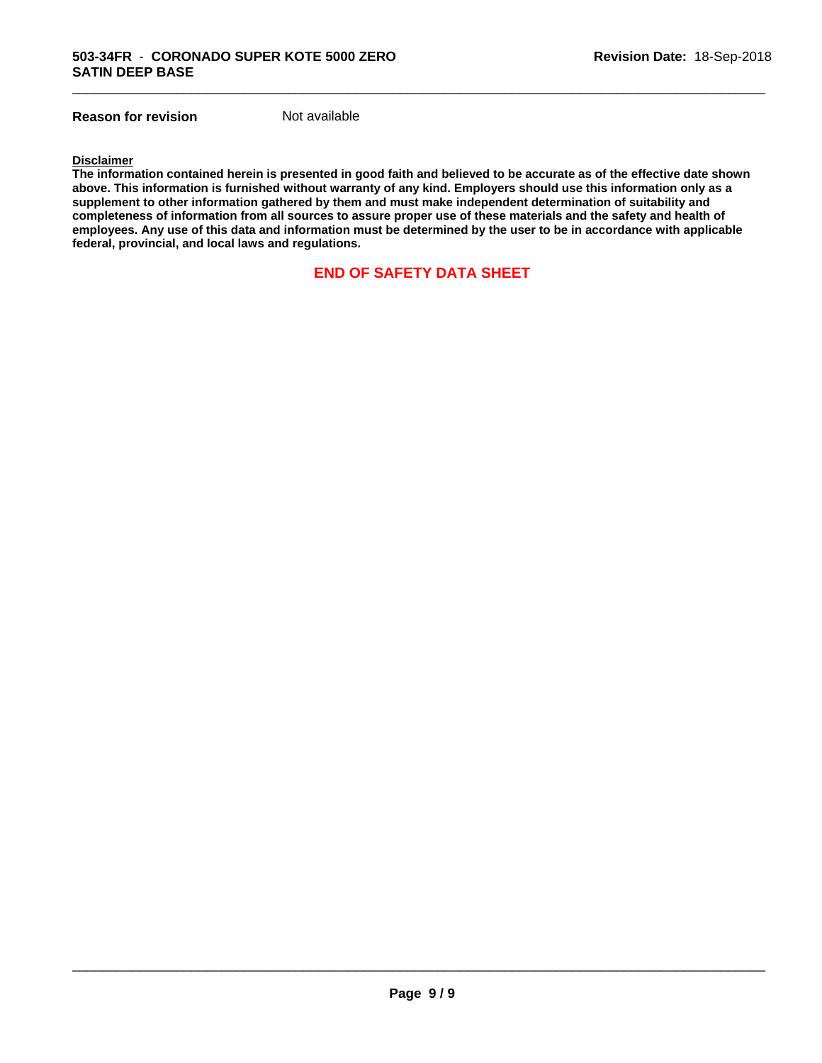**Reason for revision** Not available

**Disclaimer**

**The information contained herein is presented in good faith and believed to be accurate as of the effective date shown above. This information is furnished without warranty of any kind. Employers should use this information only as a supplement to other information gathered by them and must make independent determination of suitability and completeness of information from all sources to assure proper use of these materials and the safety and health of employees. Any use of this data and information must be determined by the user to be in accordance with applicable federal, provincial, and local laws and regulations.**

**END OF SAFETY DATA SHEET**